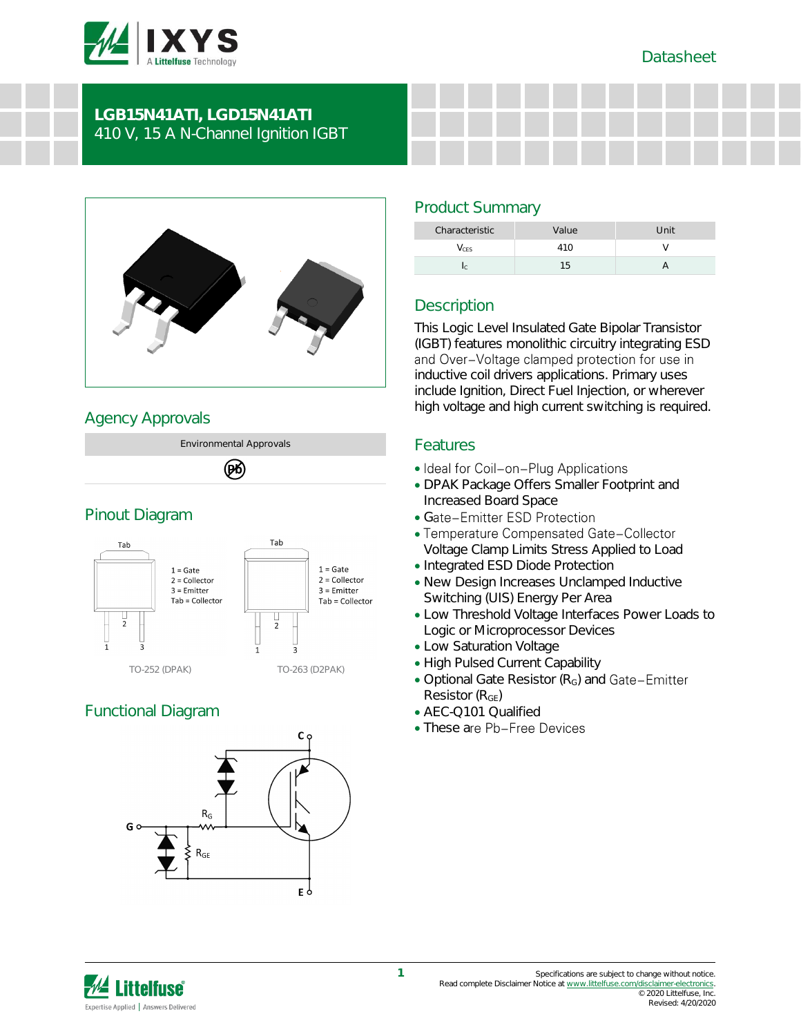Datasheet

# LGB15N41ATI, LGD15N41ATI

410 V, 15 A N-Channel Ignition IGBT

## Agency Approvals

| Environmental Approvals |
| --- |
| Pb |

## Pinout Diagram

TO-252 (DPAK): 1 = Gate, 2 = Collector, 3 = Emitter, Tab = Collector

TO-263 (D2PAK): 1 = Gate, 2 = Collector, 3 = Emitter, Tab = Collector

## Functional Diagram

## Product Summary

| Characteristic | Value | Unit |
| --- | --- | --- |
| $V_{CES}$ | 410 | V |
| $I_C$ | 15 | A |

## Description

This Logic Level Insulated Gate Bipolar Transistor (IGBT) features monolithic circuitry integrating ESD and Over−Voltage clamped protection for use in inductive coil drivers applications. Primary uses include Ignition, Direct Fuel Injection, or wherever high voltage and high current switching is required.

## Features

- Ideal for Coil−on−Plug Applications
- DPAK Package Offers Smaller Footprint and Increased Board Space
- Gate−Emitter ESD Protection
- Temperature Compensated Gate−Collector Voltage Clamp Limits Stress Applied to Load
- Integrated ESD Diode Protection
- New Design Increases Unclamped Inductive Switching (UIS) Energy Per Area
- Low Threshold Voltage Interfaces Power Loads to Logic or Microprocessor Devices
- Low Saturation Voltage
- High Pulsed Current Capability
- Optional Gate Resistor ($R_G$) and Gate−Emitter Resistor ($R_{GE}$)
- AEC-Q101 Qualified
- These are Pb−Free Devices

Specifications are subject to change without notice.
Read complete Disclaimer Notice at www.littelfuse.com/disclaimer-electronics.
© 2020 Littelfuse, Inc.
Revised: 4/20/2020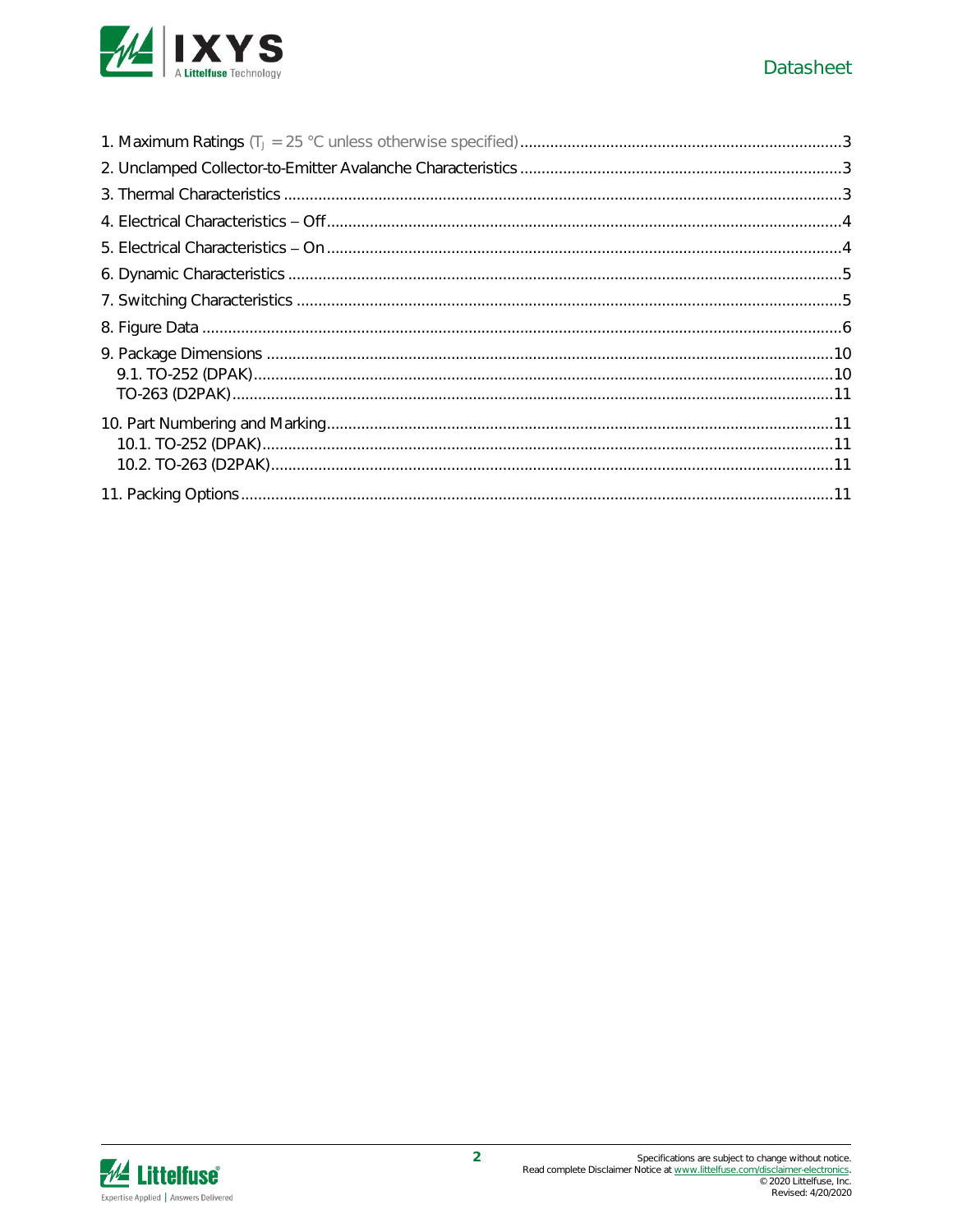1. Maximum Ratings ($T_J$ = 25 °C unless otherwise specified) ... 3
2. Unclamped Collector-to-Emitter Avalanche Characteristics ... 3
3. Thermal Characteristics ... 3
4. Electrical Characteristics – Off ... 4
5. Electrical Characteristics – On ... 4
6. Dynamic Characteristics ... 5
7. Switching Characteristics ... 5
8. Figure Data ... 6
9. Package Dimensions ... 10
   - 9.1. TO-252 (DPAK) ... 10
   - TO-263 (D2PAK) ... 11
10. Part Numbering and Marking ... 11
    - 10.1. TO-252 (DPAK) ... 11
    - 10.2. TO-263 (D2PAK) ... 11
11. Packing Options ... 11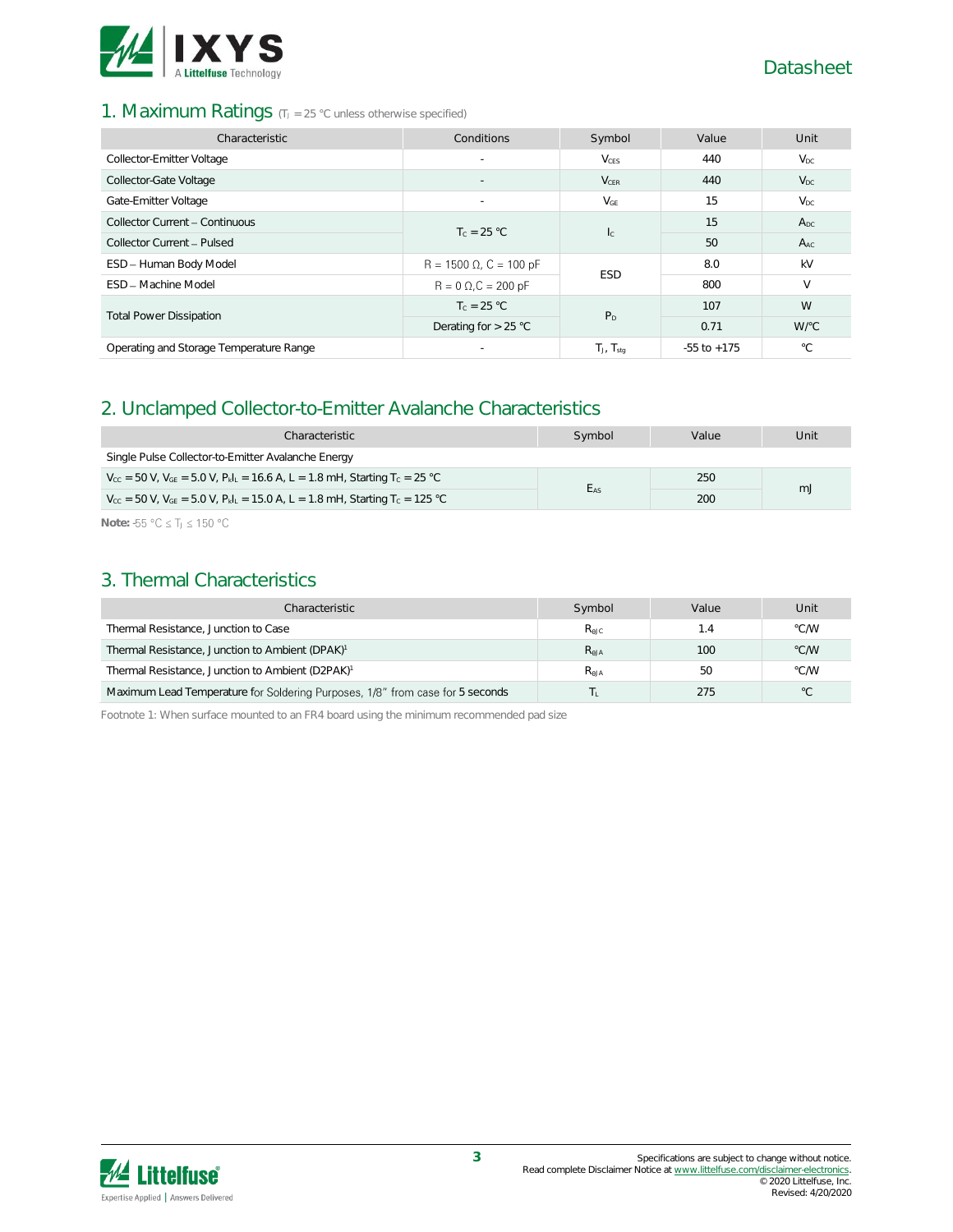## 1. Maximum Ratings ($T_J$ = 25 °C unless otherwise specified)

| Characteristic | Conditions | Symbol | Value | Unit |
|---|---|---|---|---|
| Collector-Emitter Voltage | - | $V_{CES}$ | 440 | $V_{DC}$ |
| Collector-Gate Voltage | - | $V_{CER}$ | 440 | $V_{DC}$ |
| Gate-Emitter Voltage | - | $V_{GE}$ | 15 | $V_{DC}$ |
| Collector Current – Continuous | $T_C$ = 25 °C | $I_C$ | 15 | $A_{DC}$ |
| Collector Current – Pulsed | | | 50 | $A_{AC}$ |
| ESD – Human Body Model | R = 1500 Ω, C = 100 pF | ESD | 8.0 | kV |
| ESD – Machine Model | R = 0 Ω, C = 200 pF | | 800 | V |
| Total Power Dissipation | $T_C$ = 25 °C | $P_D$ | 107 | W |
| | Derating for > 25 °C | | 0.71 | W/°C |
| Operating and Storage Temperature Range | - | $T_J$, $T_{stg}$ | -55 to +175 | °C |

## 2. Unclamped Collector-to-Emitter Avalanche Characteristics

| Characteristic | Symbol | Value | Unit |
|---|---|---|---|
| Single Pulse Collector-to-Emitter Avalanche Energy | | | |
| $V_{CC}$ = 50 V, $V_{GE}$ = 5.0 V, $P_kI_L$ = 16.6 A, L = 1.8 mH, Starting $T_C$ = 25 °C | $E_{AS}$ | 250 | mJ |
| $V_{CC}$ = 50 V, $V_{GE}$ = 5.0 V, $P_kI_L$ = 15.0 A, L = 1.8 mH, Starting $T_C$ = 125 °C | | 200 | |

**Note:** -55 °C ≤ $T_J$ ≤ 150 °C

## 3. Thermal Characteristics

| Characteristic | Symbol | Value | Unit |
|---|---|---|---|
| Thermal Resistance, Junction to Case | $R_{\theta JC}$ | 1.4 | °C/W |
| Thermal Resistance, Junction to Ambient (DPAK)[1] | $R_{\theta JA}$ | 100 | °C/W |
| Thermal Resistance, Junction to Ambient (D2PAK)[1] | $R_{\theta JA}$ | 50 | °C/W |
| Maximum Lead Temperature for Soldering Purposes, 1/8" from case for 5 seconds | $T_L$ | 275 | °C |

Footnote 1: When surface mounted to an FR4 board using the minimum recommended pad size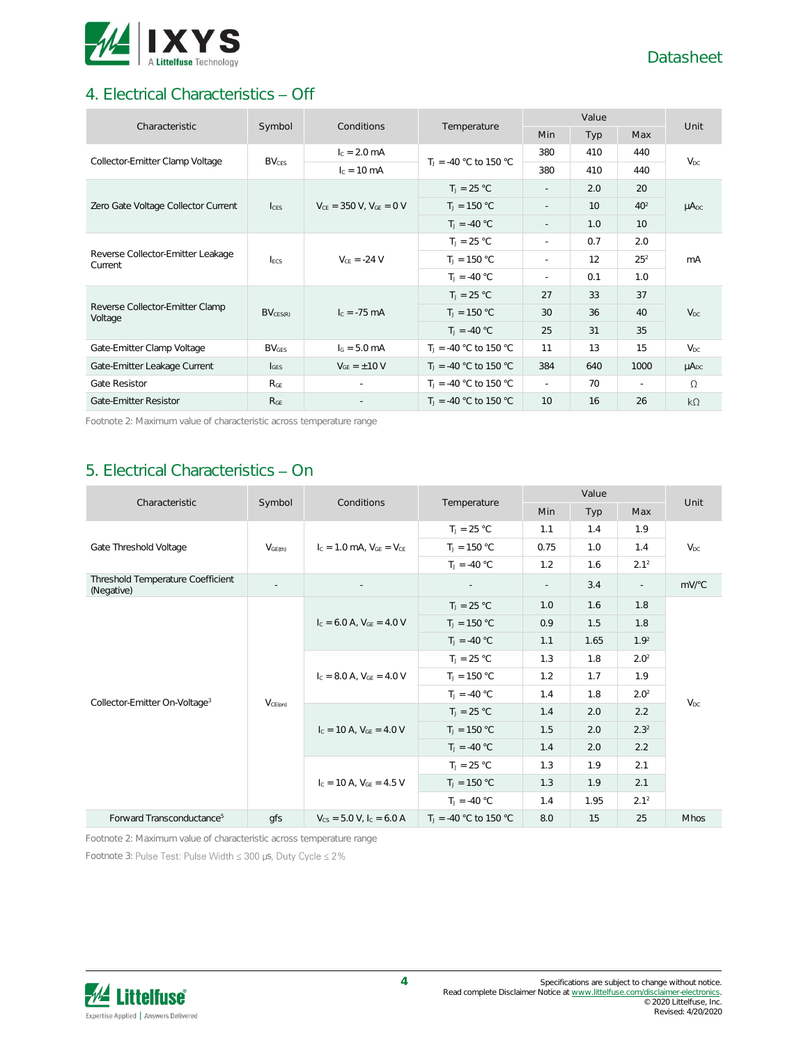## 4. Electrical Characteristics – Off

| Characteristic | Symbol | Conditions | Temperature | Value | | | Unit |
|---|---|---|---|---|---|---|---|
| | | | | Min | Typ | Max | |
| Collector-Emitter Clamp Voltage | $BV_{CES}$ | $I_C$ = 2.0 mA | $T_J$ = -40 °C to 150 °C | 380 | 410 | 440 | $V_{DC}$ |
| | | $I_C$ = 10 mA | | 380 | 410 | 440 | |
| Zero Gate Voltage Collector Current | $I_{CES}$ | $V_{CE}$ = 350 V, $V_{GE}$ = 0 V | $T_J$ = 25 °C | - | 2.0 | 20 | $\mu A_{DC}$ |
| | | | $T_J$ = 150 °C | - | 10 | 40[2] | |
| | | | $T_J$ = -40 °C | - | 1.0 | 10 | |
| Reverse Collector-Emitter Leakage Current | $I_{ECS}$ | $V_{CE}$ = -24 V | $T_J$ = 25 °C | - | 0.7 | 2.0 | mA |
| | | | $T_J$ = 150 °C | - | 12 | 25[2] | |
| | | | $T_J$ = -40 °C | - | 0.1 | 1.0 | |
| Reverse Collector-Emitter Clamp Voltage | $BV_{CES(R)}$ | $I_C$ = -75 mA | $T_J$ = 25 °C | 27 | 33 | 37 | $V_{DC}$ |
| | | | $T_J$ = 150 °C | 30 | 36 | 40 | |
| | | | $T_J$ = -40 °C | 25 | 31 | 35 | |
| Gate-Emitter Clamp Voltage | $BV_{GES}$ | $I_G$ = 5.0 mA | $T_J$ = -40 °C to 150 °C | 11 | 13 | 15 | $V_{DC}$ |
| Gate-Emitter Leakage Current | $I_{GES}$ | $V_{GE}$ = ±10 V | $T_J$ = -40 °C to 150 °C | 384 | 640 | 1000 | $\mu A_{DC}$ |
| Gate Resistor | $R_{GE}$ | - | $T_J$ = -40 °C to 150 °C | - | 70 | - | Ω |
| Gate-Emitter Resistor | $R_{GE}$ | - | $T_J$ = -40 °C to 150 °C | 10 | 16 | 26 | kΩ |

Footnote 2: Maximum value of characteristic across temperature range

## 5. Electrical Characteristics – On

| Characteristic | Symbol | Conditions | Temperature | Value | | | Unit |
|---|---|---|---|---|---|---|---|
| | | | | Min | Typ | Max | |
| Gate Threshold Voltage | $V_{GE(th)}$ | $I_C$ = 1.0 mA, $V_{GE}$ = $V_{CE}$ | $T_J$ = 25 °C | 1.1 | 1.4 | 1.9 | $V_{DC}$ |
| | | | $T_J$ = 150 °C | 0.75 | 1.0 | 1.4 | |
| | | | $T_J$ = -40 °C | 1.2 | 1.6 | 2.1[2] | |
| Threshold Temperature Coefficient (Negative) | - | - | - | - | 3.4 | - | mV/°C |
| Collector-Emitter On-Voltage[3] | $V_{CE(on)}$ | $I_C$ = 6.0 A, $V_{GE}$ = 4.0 V | $T_J$ = 25 °C | 1.0 | 1.6 | 1.8 | $V_{DC}$ |
| | | | $T_J$ = 150 °C | 0.9 | 1.5 | 1.8 | |
| | | | $T_J$ = -40 °C | 1.1 | 1.65 | 1.9[2] | |
| | | $I_C$ = 8.0 A, $V_{GE}$ = 4.0 V | $T_J$ = 25 °C | 1.3 | 1.8 | 2.0[2] | |
| | | | $T_J$ = 150 °C | 1.2 | 1.7 | 1.9 | |
| | | | $T_J$ = -40 °C | 1.4 | 1.8 | 2.0[2] | |
| | | $I_C$ = 10 A, $V_{GE}$ = 4.0 V | $T_J$ = 25 °C | 1.4 | 2.0 | 2.2 | |
| | | | $T_J$ = 150 °C | 1.5 | 2.0 | 2.3[2] | |
| | | | $T_J$ = -40 °C | 1.4 | 2.0 | 2.2 | |
| | | $I_C$ = 10 A, $V_{GE}$ = 4.5 V | $T_J$ = 25 °C | 1.3 | 1.9 | 2.1 | |
| | | | $T_J$ = 150 °C | 1.3 | 1.9 | 2.1 | |
| | | | $T_J$ = -40 °C | 1.4 | 1.95 | 2.1[2] | |
| Forward Transconductance[5] | gfs | $V_{CS}$ = 5.0 V, $I_C$ = 6.0 A | $T_J$ = -40 °C to 150 °C | 8.0 | 15 | 25 | Mhos |

Footnote 2: Maximum value of characteristic across temperature range

Footnote 3: Pulse Test: Pulse Width ≤ 300 μs, Duty Cycle ≤ 2%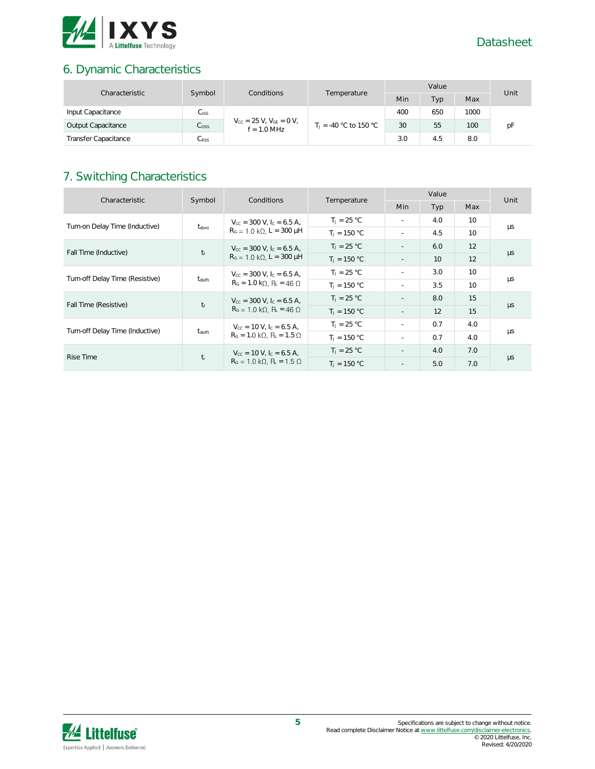## 6. Dynamic Characteristics

| Characteristic | Symbol | Conditions | Temperature | Value | | | Unit |
|---|---|---|---|---|---|---|---|
| | | | | Min | Typ | Max | |
| Input Capacitance | $C_{ISS}$ | $V_{CC}$ = 25 V, $V_{GE}$ = 0 V, f = 1.0 MHz | $T_J$ = -40 °C to 150 °C | 400 | 650 | 1000 | pF |
| Output Capacitance | $C_{OSS}$ | | | 30 | 55 | 100 | |
| Transfer Capacitance | $C_{RSS}$ | | | 3.0 | 4.5 | 8.0 | |

## 7. Switching Characteristics

| Characteristic | Symbol | Conditions | Temperature | Value | | | Unit |
|---|---|---|---|---|---|---|---|
| | | | | Min | Typ | Max | |
| Turn-on Delay Time (Inductive) | $t_{d(on)}$ | $V_{CC}$ = 300 V, $I_C$ = 6.5 A, $R_G$ = 1.0 kΩ, L = 300 µH | $T_J$ = 25 °C | - | 4.0 | 10 | µs |
| | | | $T_J$ = 150 °C | - | 4.5 | 10 | |
| Fall Time (Inductive) | $t_f$ | $V_{CC}$ = 300 V, $I_C$ = 6.5 A, $R_G$ = 1.0 kΩ, L = 300 µH | $T_J$ = 25 °C | - | 6.0 | 12 | µs |
| | | | $T_J$ = 150 °C | - | 10 | 12 | |
| Turn-off Delay Time (Resistive) | $t_{d(off)}$ | $V_{CC}$ = 300 V, $I_C$ = 6.5 A, $R_G$ = 1.0 kΩ, $R_L$ = 46 Ω | $T_J$ = 25 °C | - | 3.0 | 10 | µs |
| | | | $T_J$ = 150 °C | - | 3.5 | 10 | |
| Fall Time (Resistive) | $t_f$ | $V_{CC}$ = 300 V, $I_C$ = 6.5 A, $R_G$ = 1.0 kΩ, $R_L$ = 46 Ω | $T_J$ = 25 °C | - | 8.0 | 15 | µs |
| | | | $T_J$ = 150 °C | - | 12 | 15 | |
| Turn-off Delay Time (Inductive) | $t_{d(off)}$ | $V_{CC}$ = 10 V, $I_C$ = 6.5 A, $R_G$ = 1.0 kΩ, $R_L$ = 1.5 Ω | $T_J$ = 25 °C | - | 0.7 | 4.0 | µs |
| | | | $T_J$ = 150 °C | - | 0.7 | 4.0 | |
| Rise Time | $t_r$ | $V_{CC}$ = 10 V, $I_C$ = 6.5 A, $R_G$ = 1.0 kΩ, $R_L$ = 1.5 Ω | $T_J$ = 25 °C | - | 4.0 | 7.0 | µs |
| | | | $T_J$ = 150 °C | - | 5.0 | 7.0 | |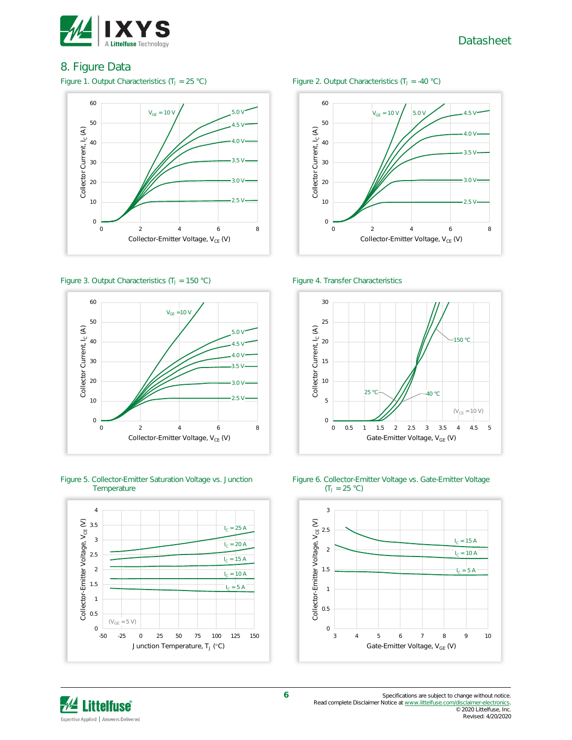## 8. Figure Data

Figure 1. Output Characteristics ($T_J$ = 25 °C)

Figure 2. Output Characteristics ($T_J$ = -40 °C)

Figure 3. Output Characteristics ($T_J$ = 150 °C)

Figure 4. Transfer Characteristics

Figure 5. Collector-Emitter Saturation Voltage vs. Junction Temperature

Figure 6. Collector-Emitter Voltage vs. Gate-Emitter Voltage ($T_J$ = 25 °C)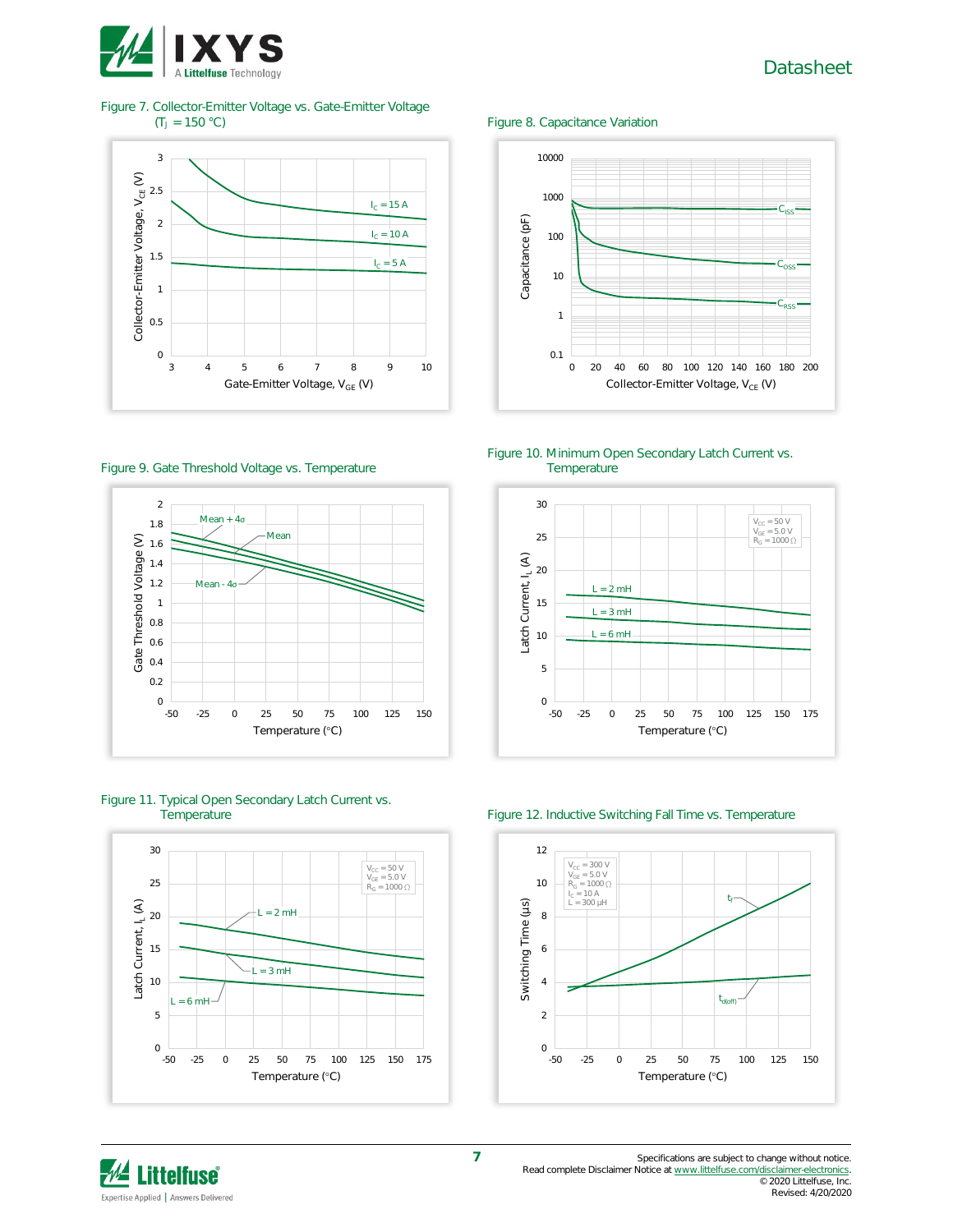Figure 7. Collector-Emitter Voltage vs. Gate-Emitter Voltage ($T_J$ = 150 °C)

Figure 8. Capacitance Variation

Figure 9. Gate Threshold Voltage vs. Temperature

Figure 10. Minimum Open Secondary Latch Current vs. Temperature

Figure 11. Typical Open Secondary Latch Current vs. Temperature

Figure 12. Inductive Switching Fall Time vs. Temperature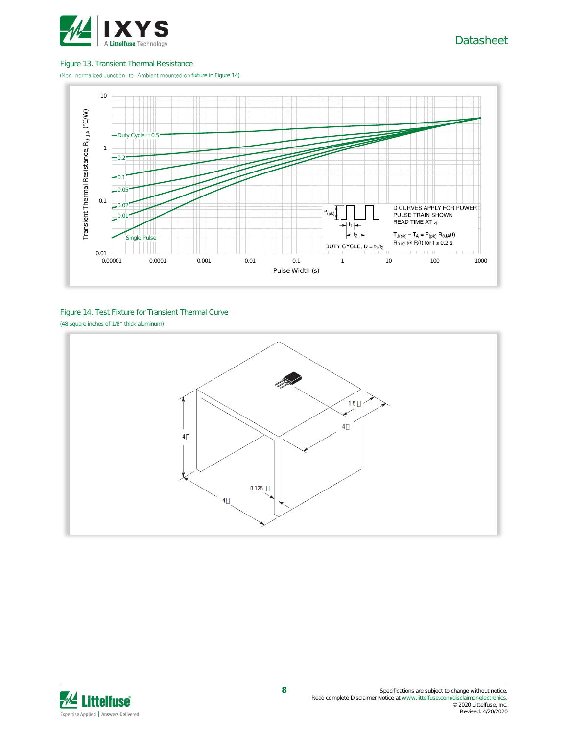Figure 13. Transient Thermal Resistance

(Non–normalized Junction–to–Ambient mounted on fixture in Figure 14)

Figure 14. Test Fixture for Transient Thermal Curve

(48 square inches of 1/8" thick aluminum)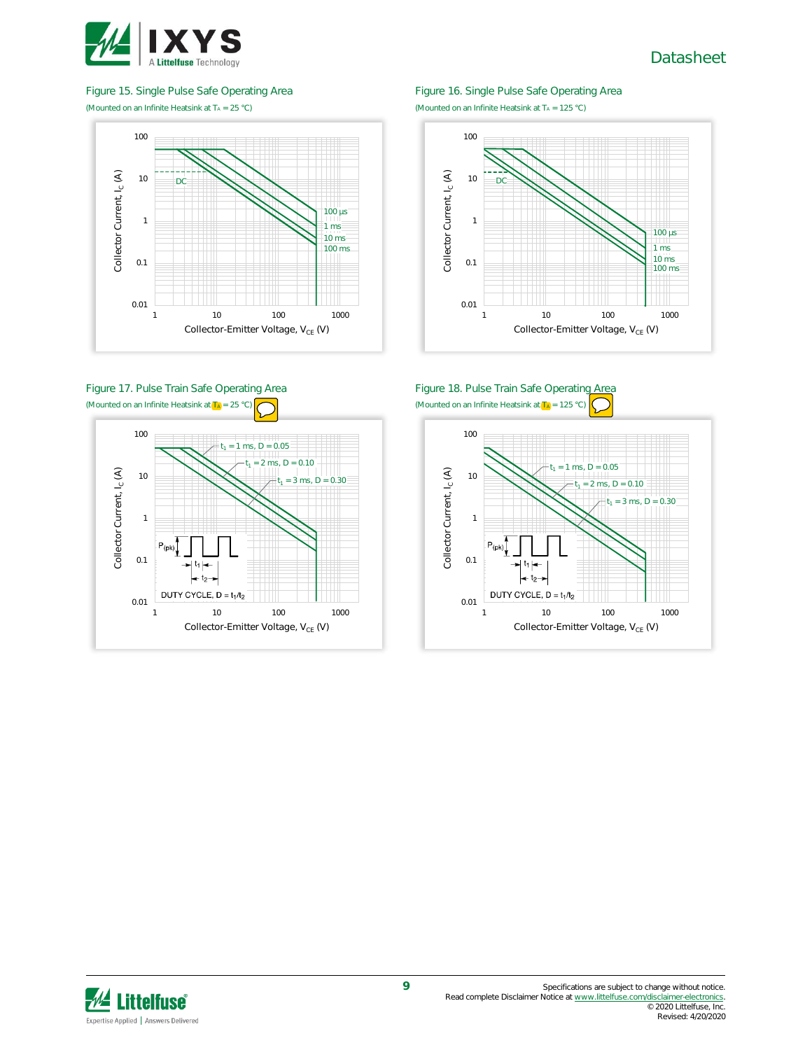Figure 15. Single Pulse Safe Operating Area

(Mounted on an Infinite Heatsink at $T_A = 25$ °C)

Figure 16. Single Pulse Safe Operating Area

(Mounted on an Infinite Heatsink at $T_A = 125$ °C)

Figure 17. Pulse Train Safe Operating Area

(Mounted on an Infinite Heatsink at $T_A = 25$ °C)

Figure 18. Pulse Train Safe Operating Area

(Mounted on an Infinite Heatsink at $T_A = 125$ °C)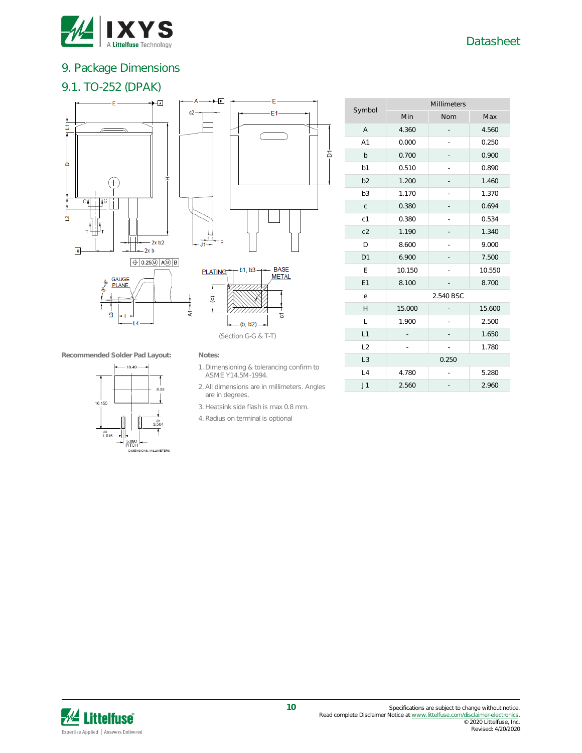## 9. Package Dimensions

### 9.1. TO-252 (DPAK)

(Section G-G & T-T)

| Symbol | Millimeters | | |
|---|---|---|---|
| | Min | Nom | Max |
| A | 4.360 | - | 4.560 |
| A1 | 0.000 | - | 0.250 |
| b | 0.700 | - | 0.900 |
| b1 | 0.510 | - | 0.890 |
| b2 | 1.200 | - | 1.460 |
| b3 | 1.170 | - | 1.370 |
| c | 0.380 | - | 0.694 |
| c1 | 0.380 | - | 0.534 |
| c2 | 1.190 | - | 1.340 |
| D | 8.600 | - | 9.000 |
| D1 | 6.900 | - | 7.500 |
| E | 10.150 | - | 10.550 |
| E1 | 8.100 | - | 8.700 |
| e | 2.540 BSC | | |
| H | 15.000 | - | 15.600 |
| L | 1.900 | - | 2.500 |
| L1 | - | - | 1.650 |
| L2 | - | - | 1.780 |
| L3 | 0.250 | | |
| L4 | 4.780 | - | 5.280 |
| J1 | 2.560 | - | 2.960 |

**Recommended Solder Pad Layout:**

DIMENSIONS: MILLIMETERS

**Notes:**

1. Dimensioning & tolerancing confirm to ASME Y14.5M-1994.
2. All dimensions are in millimeters. Angles are in degrees.
3. Heatsink side flash is max 0.8 mm.
4. Radius on terminal is optional

Specifications are subject to change without notice.
Read complete Disclaimer Notice at www.littelfuse.com/disclaimer-electronics.
© 2020 Littelfuse, Inc.
Revised: 4/20/2020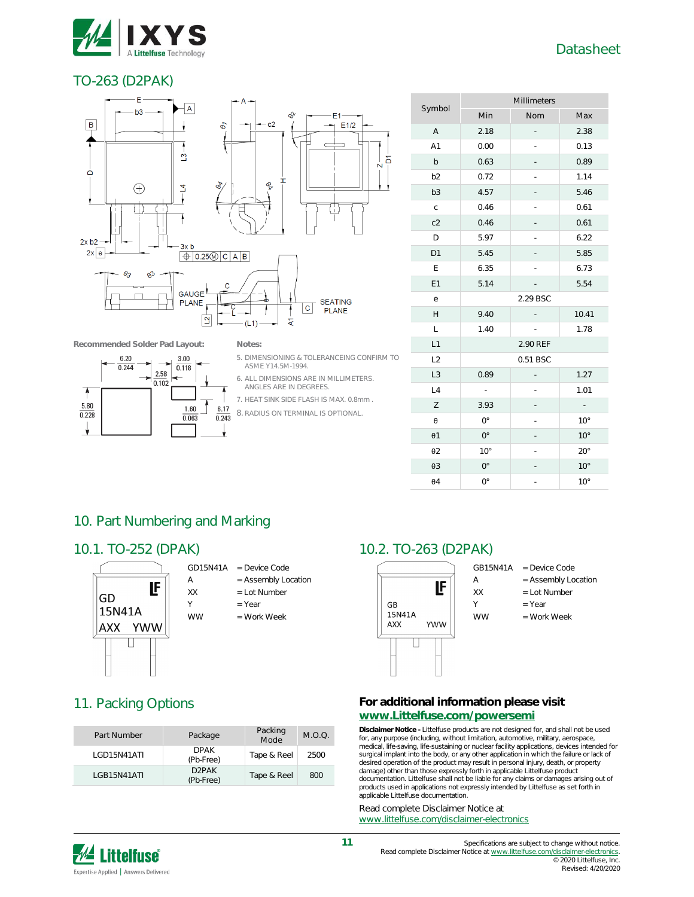## TO-263 (D2PAK)

| Symbol | Millimeters | | |
|---|---|---|---|
| | Min | Nom | Max |
| A | 2.18 | - | 2.38 |
| A1 | 0.00 | - | 0.13 |
| b | 0.63 | - | 0.89 |
| b2 | 0.72 | - | 1.14 |
| b3 | 4.57 | - | 5.46 |
| c | 0.46 | - | 0.61 |
| c2 | 0.46 | - | 0.61 |
| D | 5.97 | - | 6.22 |
| D1 | 5.45 | - | 5.85 |
| E | 6.35 | - | 6.73 |
| E1 | 5.14 | - | 5.54 |
| e | | 2.29 BSC | |
| H | 9.40 | - | 10.41 |
| L | 1.40 | - | 1.78 |
| L1 | | 2.90 REF | |
| L2 | | 0.51 BSC | |
| L3 | 0.89 | - | 1.27 |
| L4 | - | - | 1.01 |
| Z | 3.93 | - | - |
| θ | 0° | - | 10° |
| θ1 | 0° | - | 10° |
| θ2 | 10° | - | 20° |
| θ3 | 0° | - | 10° |
| θ4 | 0° | - | 10° |

**Recommended Solder Pad Layout:**

6.20 / 0.244
3.00 / 0.118
2.58 / 0.102
5.80 / 0.228
1.60 / 0.063
6.17 / 0.243

**Notes:**

5. DIMENSIONING & TOLERANCEING CONFIRM TO ASME Y14.5M-1994.
6. ALL DIMENSIONS ARE IN MILLIMETERS. ANGLES ARE IN DEGREES.
7. HEAT SINK SIDE FLASH IS MAX. 0.8mm .
8. RADIUS ON TERMINAL IS OPTIONAL.

## 10. Part Numbering and Marking

### 10.1. TO-252 (DPAK)

GD
15N41A
AXX YWW

| | |
|---|---|
| GD15N41A | = Device Code |
| A | = Assembly Location |
| XX | = Lot Number |
| Y | = Year |
| WW | = Work Week |

### 10.2. TO-263 (D2PAK)

GB
15N41A
AXX YWW

| | |
|---|---|
| GB15N41A | = Device Code |
| A | = Assembly Location |
| XX | = Lot Number |
| Y | = Year |
| WW | = Work Week |

## 11. Packing Options

| Part Number | Package | Packing Mode | M.O.Q. |
|---|---|---|---|
| LGD15N41ATI | DPAK (Pb-Free) | Tape & Reel | 2500 |
| LGB15N41ATI | D2PAK (Pb-Free) | Tape & Reel | 800 |

**For additional information please visit**
**www.Littelfuse.com/powersemi**

**Disclaimer Notice -** Littelfuse products are not designed for, and shall not be used for, any purpose (including, without limitation, automotive, military, aerospace, medical, life-saving, life-sustaining or nuclear facility applications, devices intended for surgical implant into the body, or any other application in which the failure or lack of desired operation of the product may result in personal injury, death, or property damage) other than those expressly forth in applicable Littelfuse product documentation. Littelfuse shall not be liable for any claims or damages arising out of products used in applications not expressly intended by Littelfuse as set forth in applicable Littelfuse documentation.

Read complete Disclaimer Notice at
www.littelfuse.com/disclaimer-electronics